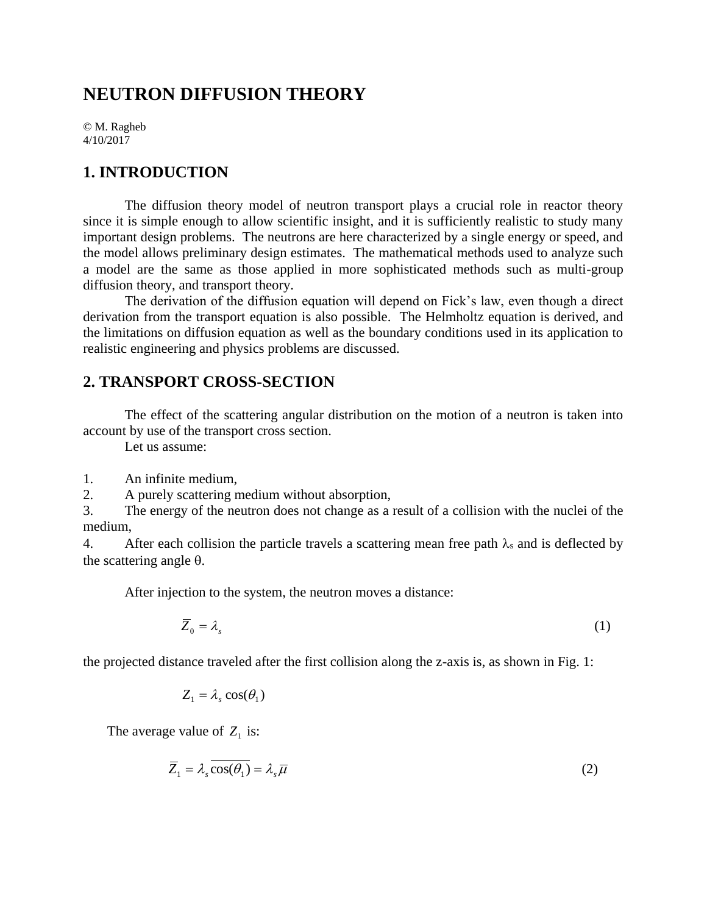# NEUTRON DIFFUSION THEORY

© M. Ragheb
4/10/2017

## 1. INTRODUCTION

The diffusion theory model of neutron transport plays a crucial role in reactor theory since it is simple enough to allow scientific insight, and it is sufficiently realistic to study many important design problems. The neutrons are here characterized by a single energy or speed, and the model allows preliminary design estimates. The mathematical methods used to analyze such a model are the same as those applied in more sophisticated methods such as multi-group diffusion theory, and transport theory.

The derivation of the diffusion equation will depend on Fick's law, even though a direct derivation from the transport equation is also possible. The Helmholtz equation is derived, and the limitations on diffusion equation as well as the boundary conditions used in its application to realistic engineering and physics problems are discussed.

## 2. TRANSPORT CROSS-SECTION

The effect of the scattering angular distribution on the motion of a neutron is taken into account by use of the transport cross section.

Let us assume:

1. An infinite medium,
2. A purely scattering medium without absorption,
3. The energy of the neutron does not change as a result of a collision with the nuclei of the medium,
4. After each collision the particle travels a scattering mean free path $\lambda_s$ and is deflected by the scattering angle $\theta$.

After injection to the system, the neutron moves a distance:

$$\overline{Z}_0 = \lambda_s \tag{1}$$

the projected distance traveled after the first collision along the z-axis is, as shown in Fig. 1:

$$Z_1 = \lambda_s \cos(\theta_1)$$

The average value of $Z_1$ is:

$$\overline{Z}_1 = \lambda_s \overline{\cos(\theta_1)} = \lambda_s \overline{\mu} \tag{2}$$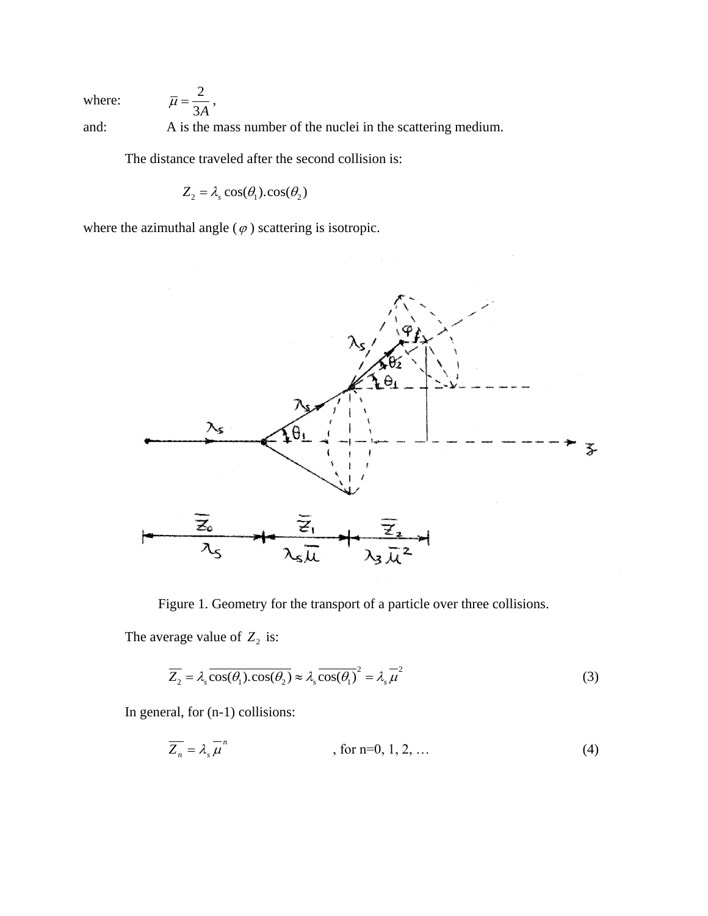where: $\overline{\mu} = \dfrac{2}{3A}$,

and: A is the mass number of the nuclei in the scattering medium.

The distance traveled after the second collision is:

$$Z_2 = \lambda_s \cos(\theta_1).\cos(\theta_2)$$

where the azimuthal angle ($\varphi$) scattering is isotropic.

Figure 1. Geometry for the transport of a particle over three collisions.

The average value of $Z_2$ is:

$$\overline{Z_2} = \lambda_s \overline{\cos(\theta_1).\cos(\theta_2)} \approx \lambda_s \overline{\cos(\theta_1)}^2 = \lambda_s \overline{\mu}^2 \tag{3}$$

In general, for (n-1) collisions:

$$\overline{Z_n} = \lambda_s \overline{\mu}^n \qquad \text{, for n=0, 1, 2, …} \tag{4}$$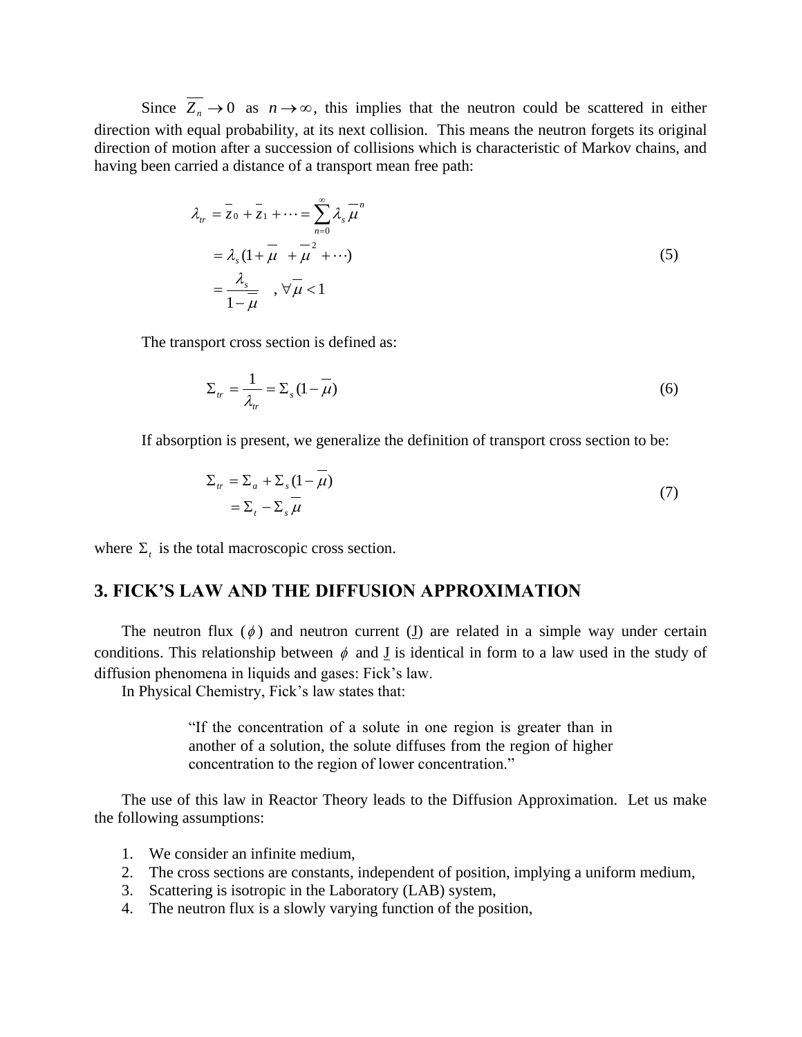Since $\overline{Z_n} \to 0$ as $n \to \infty$, this implies that the neutron could be scattered in either direction with equal probability, at its next collision. This means the neutron forgets its original direction of motion after a succession of collisions which is characteristic of Markov chains, and having been carried a distance of a transport mean free path:

$$
\begin{aligned}
\lambda_{tr} &= \overline{z}_0 + \overline{z}_1 + \cdots = \sum_{n=0}^{\infty} \lambda_s \overline{\mu}^n \\
&= \lambda_s (1 + \overline{\mu} + \overline{\mu}^2 + \cdots) \\
&= \frac{\lambda_s}{1 - \overline{\mu}} \quad , \forall \overline{\mu} < 1
\end{aligned}
\tag{5}
$$

The transport cross section is defined as:

$$
\Sigma_{tr} = \frac{1}{\lambda_{tr}} = \Sigma_s (1 - \overline{\mu})
\tag{6}
$$

If absorption is present, we generalize the definition of transport cross section to be:

$$
\begin{aligned}
\Sigma_{tr} &= \Sigma_a + \Sigma_s (1 - \overline{\mu}) \\
&= \Sigma_t - \Sigma_s \overline{\mu}
\end{aligned}
\tag{7}
$$

where $\Sigma_t$ is the total macroscopic cross section.

## 3. FICK'S LAW AND THE DIFFUSION APPROXIMATION

The neutron flux ($\phi$) and neutron current ($\underline{J}$) are related in a simple way under certain conditions. This relationship between $\phi$ and $\underline{J}$ is identical in form to a law used in the study of diffusion phenomena in liquids and gases: Fick's law.

In Physical Chemistry, Fick's law states that:

> "If the concentration of a solute in one region is greater than in another of a solution, the solute diffuses from the region of higher concentration to the region of lower concentration."

The use of this law in Reactor Theory leads to the Diffusion Approximation. Let us make the following assumptions:

1. We consider an infinite medium,
2. The cross sections are constants, independent of position, implying a uniform medium,
3. Scattering is isotropic in the Laboratory (LAB) system,
4. The neutron flux is a slowly varying function of the position,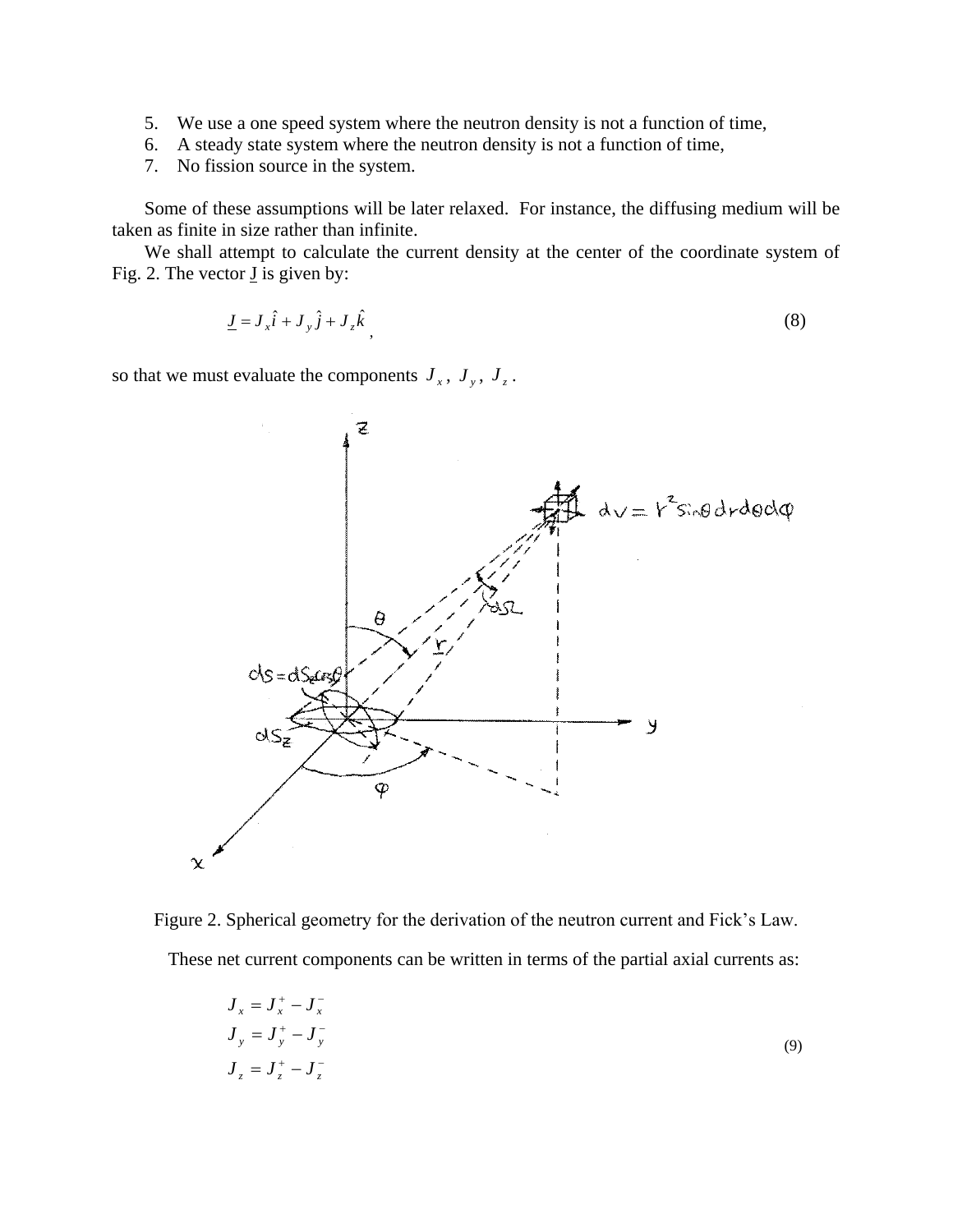5. We use a one speed system where the neutron density is not a function of time,
6. A steady state system where the neutron density is not a function of time,
7. No fission source in the system.

Some of these assumptions will be later relaxed. For instance, the diffusing medium will be taken as finite in size rather than infinite.

We shall attempt to calculate the current density at the center of the coordinate system of Fig. 2. The vector $\underline{J}$ is given by:

$$\underline{J} = J_x \hat{i} + J_y \hat{j} + J_z \hat{k}, \tag{8}$$

so that we must evaluate the components $J_x$, $J_y$, $J_z$.

Figure 2. Spherical geometry for the derivation of the neutron current and Fick's Law.

These net current components can be written in terms of the partial axial currents as:

$$\begin{aligned} J_x &= J_x^+ - J_x^- \\ J_y &= J_y^+ - J_y^- \\ J_z &= J_z^+ - J_z^- \end{aligned} \tag{9}$$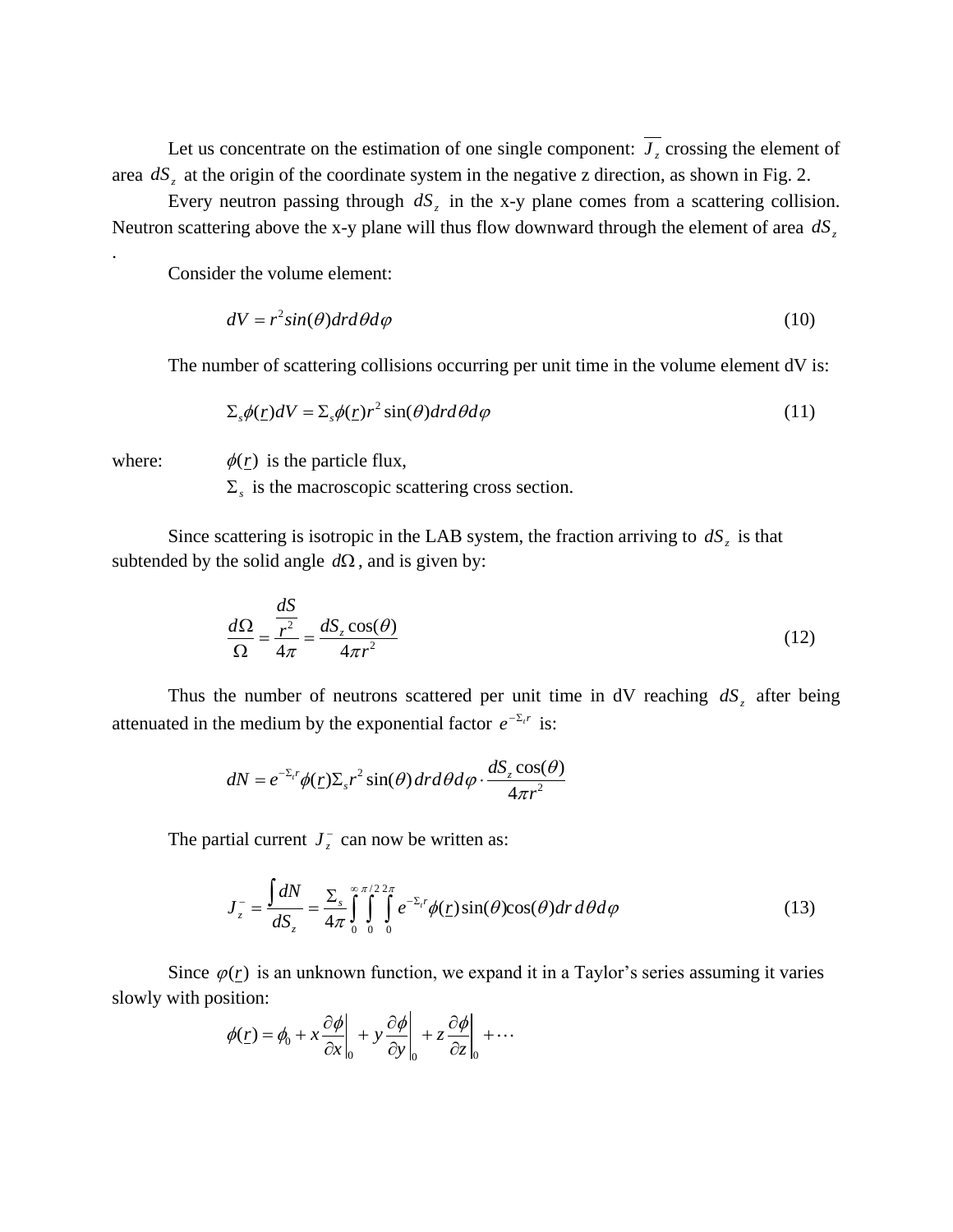Let us concentrate on the estimation of one single component: $\overline{J_z}$ crossing the element of area $dS_z$ at the origin of the coordinate system in the negative z direction, as shown in Fig. 2.

Every neutron passing through $dS_z$ in the x-y plane comes from a scattering collision. Neutron scattering above the x-y plane will thus flow downward through the element of area $dS_z$.

Consider the volume element:

$$dV = r^2 sin(\theta) dr d\theta d\varphi \tag{10}$$

The number of scattering collisions occurring per unit time in the volume element dV is:

$$\Sigma_s \phi(\underline{r}) dV = \Sigma_s \phi(\underline{r}) r^2 \sin(\theta) dr d\theta d\varphi \tag{11}$$

where: $\phi(\underline{r})$ is the particle flux,

$\Sigma_s$ is the macroscopic scattering cross section.

Since scattering is isotropic in the LAB system, the fraction arriving to $dS_z$ is that subtended by the solid angle $d\Omega$, and is given by:

$$\frac{d\Omega}{\Omega} = \frac{\frac{dS}{r^2}}{4\pi} = \frac{dS_z \cos(\theta)}{4\pi r^2} \tag{12}$$

Thus the number of neutrons scattered per unit time in dV reaching $dS_z$ after being attenuated in the medium by the exponential factor $e^{-\Sigma_t r}$ is:

$$dN = e^{-\Sigma_t r} \phi(\underline{r}) \Sigma_s r^2 \sin(\theta) \, dr d\theta d\varphi \cdot \frac{dS_z \cos(\theta)}{4\pi r^2}$$

The partial current $J_z^-$ can now be written as:

$$J_z^- = \frac{\int dN}{dS_z} = \frac{\Sigma_s}{4\pi} \int_0^\infty \int_0^{\pi/2} \int_0^{2\pi} e^{-\Sigma_t r} \phi(\underline{r}) \sin(\theta) \cos(\theta) dr \, d\theta d\varphi \tag{13}$$

Since $\varphi(\underline{r})$ is an unknown function, we expand it in a Taylor's series assuming it varies slowly with position:

$$\phi(\underline{r}) = \phi_0 + x \left. \frac{\partial \phi}{\partial x} \right|_0 + y \left. \frac{\partial \phi}{\partial y} \right|_0 + z \left. \frac{\partial \phi}{\partial z} \right|_0 + \cdots$$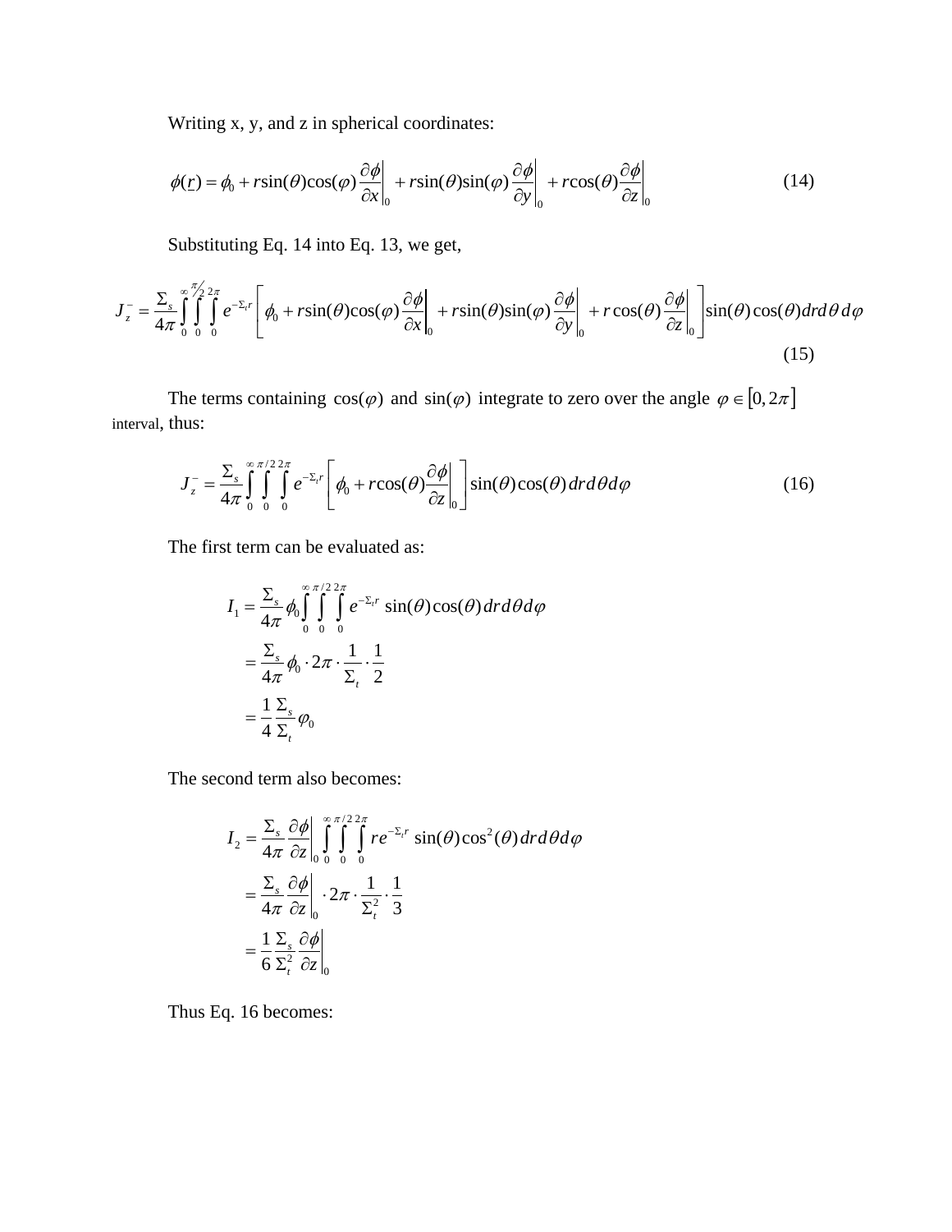Writing x, y, and z in spherical coordinates:

$$\phi(\underline{r}) = \phi_0 + r\sin(\theta)\cos(\varphi)\left.\frac{\partial\phi}{\partial x}\right|_0 + r\sin(\theta)\sin(\varphi)\left.\frac{\partial\phi}{\partial y}\right|_0 + r\cos(\theta)\left.\frac{\partial\phi}{\partial z}\right|_0 \tag{14}$$

Substituting Eq. 14 into Eq. 13, we get,

$$J_z^- = \frac{\Sigma_s}{4\pi}\int_0^\infty\int_0^{\pi/2}\int_0^{2\pi} e^{-\Sigma_t r}\left[\phi_0 + r\sin(\theta)\cos(\varphi)\left.\frac{\partial\phi}{\partial x}\right|_0 + r\sin(\theta)\sin(\varphi)\left.\frac{\partial\phi}{\partial y}\right|_0 + r\cos(\theta)\left.\frac{\partial\phi}{\partial z}\right|_0\right]\sin(\theta)\cos(\theta)drd\theta\, d\varphi \tag{15}$$

The terms containing $\cos(\varphi)$ and $\sin(\varphi)$ integrate to zero over the angle $\varphi \in [0, 2\pi]$ interval, thus:

$$J_z^- = \frac{\Sigma_s}{4\pi}\int_0^\infty\int_0^{\pi/2}\int_0^{2\pi} e^{-\Sigma_t r}\left[\phi_0 + r\cos(\theta)\left.\frac{\partial\phi}{\partial z}\right|_0\right]\sin(\theta)\cos(\theta)drd\theta d\varphi \tag{16}$$

The first term can be evaluated as:

$$\begin{aligned}
I_1 &= \frac{\Sigma_s}{4\pi}\phi_0\int_0^\infty\int_0^{\pi/2}\int_0^{2\pi} e^{-\Sigma_t r}\sin(\theta)\cos(\theta)drd\theta d\varphi \\
&= \frac{\Sigma_s}{4\pi}\phi_0 \cdot 2\pi \cdot \frac{1}{\Sigma_t}\cdot\frac{1}{2} \\
&= \frac{1}{4}\frac{\Sigma_s}{\Sigma_t}\varphi_0
\end{aligned}$$

The second term also becomes:

$$\begin{aligned}
I_2 &= \frac{\Sigma_s}{4\pi}\left.\frac{\partial\phi}{\partial z}\right|_0\int_0^\infty\int_0^{\pi/2}\int_0^{2\pi} re^{-\Sigma_t r}\sin(\theta)\cos^2(\theta)drd\theta d\varphi \\
&= \frac{\Sigma_s}{4\pi}\left.\frac{\partial\phi}{\partial z}\right|_0 \cdot 2\pi \cdot \frac{1}{\Sigma_t^2}\cdot\frac{1}{3} \\
&= \frac{1}{6}\frac{\Sigma_s}{\Sigma_t^2}\left.\frac{\partial\phi}{\partial z}\right|_0
\end{aligned}$$

Thus Eq. 16 becomes: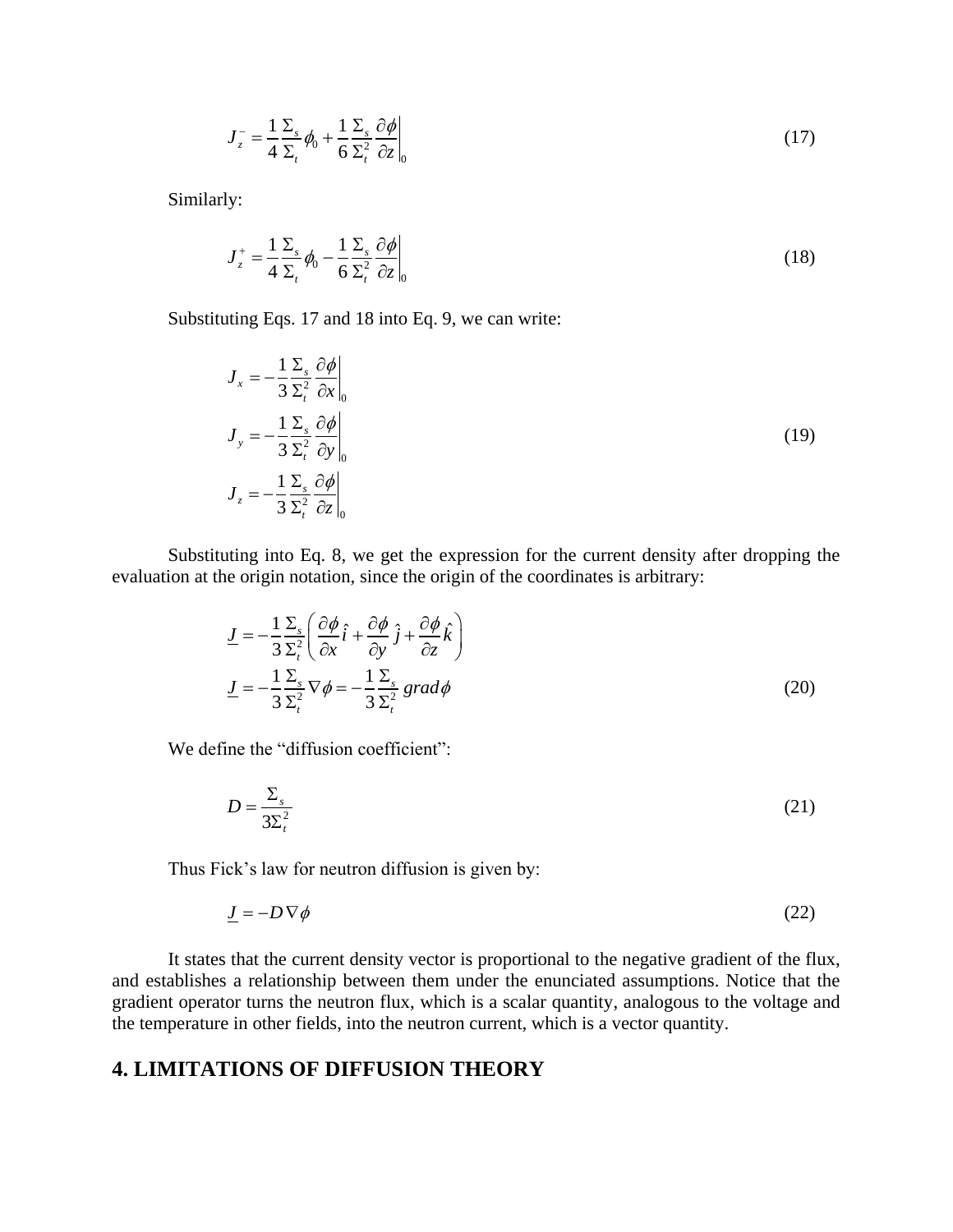$$J_z^- = \frac{1}{4}\frac{\Sigma_s}{\Sigma_t}\phi_0 + \frac{1}{6}\frac{\Sigma_s}{\Sigma_t^2}\frac{\partial \phi}{\partial z}\bigg|_0 \tag{17}$$

Similarly:

$$J_z^+ = \frac{1}{4}\frac{\Sigma_s}{\Sigma_t}\phi_0 - \frac{1}{6}\frac{\Sigma_s}{\Sigma_t^2}\frac{\partial \phi}{\partial z}\bigg|_0 \tag{18}$$

Substituting Eqs. 17 and 18 into Eq. 9, we can write:

$$\begin{aligned}
J_x &= -\frac{1}{3}\frac{\Sigma_s}{\Sigma_t^2}\frac{\partial \phi}{\partial x}\bigg|_0 \\
J_y &= -\frac{1}{3}\frac{\Sigma_s}{\Sigma_t^2}\frac{\partial \phi}{\partial y}\bigg|_0 \\
J_z &= -\frac{1}{3}\frac{\Sigma_s}{\Sigma_t^2}\frac{\partial \phi}{\partial z}\bigg|_0
\end{aligned} \tag{19}$$

Substituting into Eq. 8, we get the expression for the current density after dropping the evaluation at the origin notation, since the origin of the coordinates is arbitrary:

$$\begin{aligned}
\underline{J} &= -\frac{1}{3}\frac{\Sigma_s}{\Sigma_t^2}\left(\frac{\partial \phi}{\partial x}\hat{i} + \frac{\partial \phi}{\partial y}\hat{j} + \frac{\partial \phi}{\partial z}\hat{k}\right) \\
\underline{J} &= -\frac{1}{3}\frac{\Sigma_s}{\Sigma_t^2}\nabla\phi = -\frac{1}{3}\frac{\Sigma_s}{\Sigma_t^2}\, grad\phi
\end{aligned} \tag{20}$$

We define the "diffusion coefficient":

$$D = \frac{\Sigma_s}{3\Sigma_t^2} \tag{21}$$

Thus Fick's law for neutron diffusion is given by:

$$\underline{J} = -D\nabla\phi \tag{22}$$

It states that the current density vector is proportional to the negative gradient of the flux, and establishes a relationship between them under the enunciated assumptions. Notice that the gradient operator turns the neutron flux, which is a scalar quantity, analogous to the voltage and the temperature in other fields, into the neutron current, which is a vector quantity.

## 4. LIMITATIONS OF DIFFUSION THEORY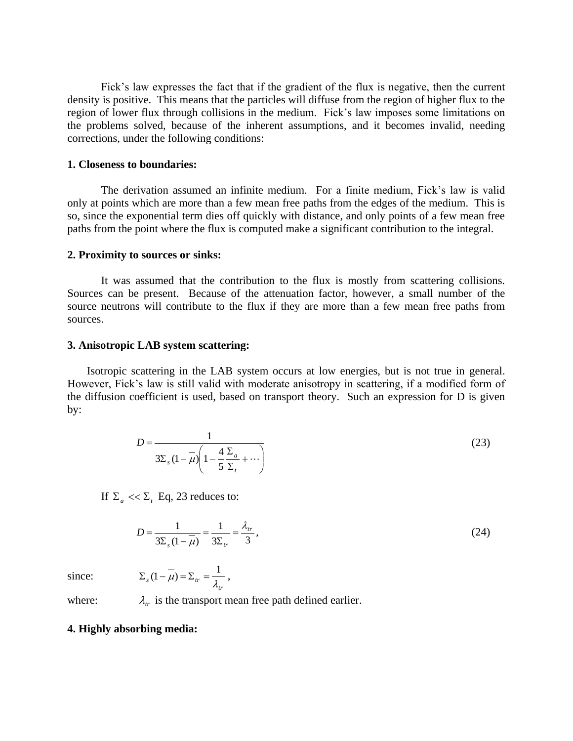Fick's law expresses the fact that if the gradient of the flux is negative, then the current density is positive. This means that the particles will diffuse from the region of higher flux to the region of lower flux through collisions in the medium. Fick's law imposes some limitations on the problems solved, because of the inherent assumptions, and it becomes invalid, needing corrections, under the following conditions:

**1. Closeness to boundaries:**

The derivation assumed an infinite medium. For a finite medium, Fick's law is valid only at points which are more than a few mean free paths from the edges of the medium. This is so, since the exponential term dies off quickly with distance, and only points of a few mean free paths from the point where the flux is computed make a significant contribution to the integral.

**2. Proximity to sources or sinks:**

It was assumed that the contribution to the flux is mostly from scattering collisions. Sources can be present. Because of the attenuation factor, however, a small number of the source neutrons will contribute to the flux if they are more than a few mean free paths from sources.

**3. Anisotropic LAB system scattering:**

Isotropic scattering in the LAB system occurs at low energies, but is not true in general. However, Fick's law is still valid with moderate anisotropy in scattering, if a modified form of the diffusion coefficient is used, based on transport theory. Such an expression for D is given by:

$$D = \frac{1}{3\Sigma_s(1-\overline{\mu})\left(1-\frac{4}{5}\frac{\Sigma_a}{\Sigma_t}+\cdots\right)} \tag{23}$$

If $\Sigma_a << \Sigma_t$ Eq, 23 reduces to:

$$D = \frac{1}{3\Sigma_s(1-\overline{\mu})} = \frac{1}{3\Sigma_{tr}} = \frac{\lambda_{tr}}{3}, \tag{24}$$

since: $\Sigma_s(1-\overline{\mu}) = \Sigma_{tr} = \frac{1}{\lambda_{tr}}$,

where: $\lambda_{tr}$ is the transport mean free path defined earlier.

**4. Highly absorbing media:**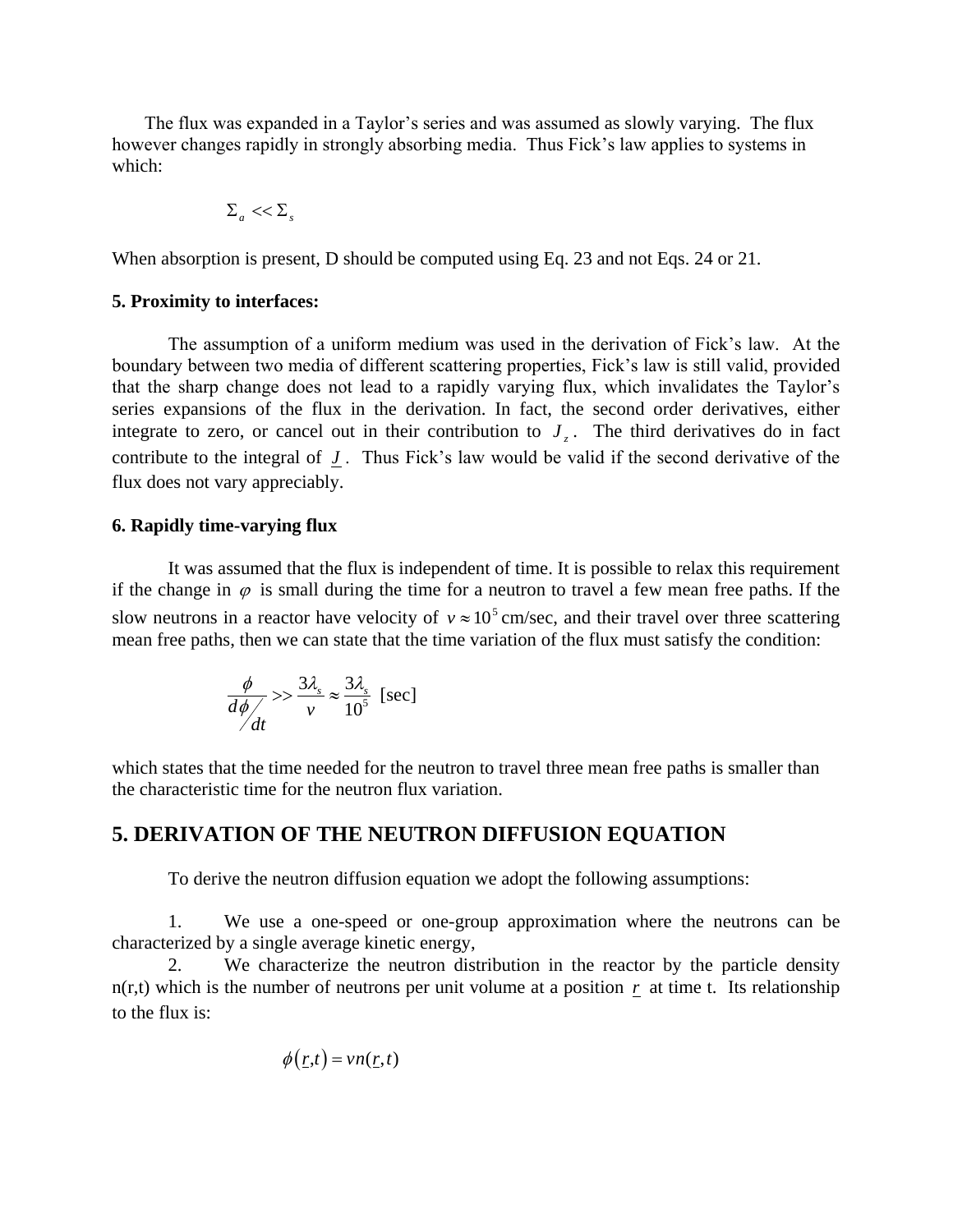The flux was expanded in a Taylor's series and was assumed as slowly varying. The flux however changes rapidly in strongly absorbing media. Thus Fick's law applies to systems in which:

$$\Sigma_a << \Sigma_s$$

When absorption is present, D should be computed using Eq. 23 and not Eqs. 24 or 21.

**5. Proximity to interfaces:**

The assumption of a uniform medium was used in the derivation of Fick's law. At the boundary between two media of different scattering properties, Fick's law is still valid, provided that the sharp change does not lead to a rapidly varying flux, which invalidates the Taylor's series expansions of the flux in the derivation. In fact, the second order derivatives, either integrate to zero, or cancel out in their contribution to $J_z$. The third derivatives do in fact contribute to the integral of $\underline{J}$. Thus Fick's law would be valid if the second derivative of the flux does not vary appreciably.

**6. Rapidly time-varying flux**

It was assumed that the flux is independent of time. It is possible to relax this requirement if the change in $\varphi$ is small during the time for a neutron to travel a few mean free paths. If the slow neutrons in a reactor have velocity of $v \approx 10^5$ cm/sec, and their travel over three scattering mean free paths, then we can state that the time variation of the flux must satisfy the condition:

$$\frac{\phi}{d\phi/dt} >> \frac{3\lambda_s}{v} \approx \frac{3\lambda_s}{10^5} \text{ [sec]}$$

which states that the time needed for the neutron to travel three mean free paths is smaller than the characteristic time for the neutron flux variation.

## 5. DERIVATION OF THE NEUTRON DIFFUSION EQUATION

To derive the neutron diffusion equation we adopt the following assumptions:

1. We use a one-speed or one-group approximation where the neutrons can be characterized by a single average kinetic energy,
2. We characterize the neutron distribution in the reactor by the particle density n(r,t) which is the number of neutrons per unit volume at a position $\underline{r}$ at time t. Its relationship to the flux is:

$$\phi(\underline{r},t) = vn(\underline{r},t)$$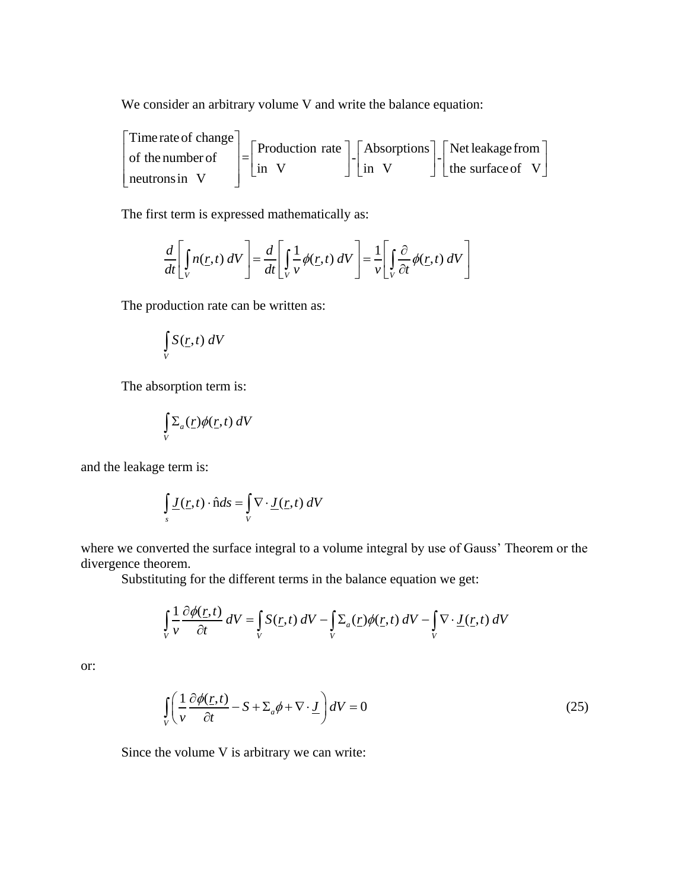We consider an arbitrary volume V and write the balance equation:

$$\begin{bmatrix} \text{Time rate of change} \\ \text{of the number of} \\ \text{neutrons in V} \end{bmatrix} = \begin{bmatrix} \text{Production rate} \\ \text{in V} \end{bmatrix} - \begin{bmatrix} \text{Absorptions} \\ \text{in V} \end{bmatrix} - \begin{bmatrix} \text{Net leakage from} \\ \text{the surface of V} \end{bmatrix}$$

The first term is expressed mathematically as:

$$\frac{d}{dt}\left[\int_V n(\underline{r},t)\, dV\right] = \frac{d}{dt}\left[\int_V \frac{1}{v}\phi(\underline{r},t)\, dV\right] = \frac{1}{v}\left[\int_V \frac{\partial}{\partial t}\phi(\underline{r},t)\, dV\right]$$

The production rate can be written as:

$$\int_V S(\underline{r},t)\, dV$$

The absorption term is:

$$\int_V \Sigma_a(\underline{r})\phi(\underline{r},t)\, dV$$

and the leakage term is:

$$\int_s \underline{J}(\underline{r},t)\cdot \hat{n} ds = \int_V \nabla\cdot \underline{J}(\underline{r},t)\, dV$$

where we converted the surface integral to a volume integral by use of Gauss' Theorem or the divergence theorem.

Substituting for the different terms in the balance equation we get:

$$\int_V \frac{1}{v}\frac{\partial\phi(\underline{r},t)}{\partial t}\, dV = \int_V S(\underline{r},t)\, dV - \int_V \Sigma_a(\underline{r})\phi(\underline{r},t)\, dV - \int_V \nabla\cdot \underline{J}(\underline{r},t)\, dV$$

or:

$$\int_V \left(\frac{1}{v}\frac{\partial\phi(\underline{r},t)}{\partial t} - S + \Sigma_a\phi + \nabla\cdot\underline{J}\right) dV = 0 \tag{25}$$

Since the volume V is arbitrary we can write: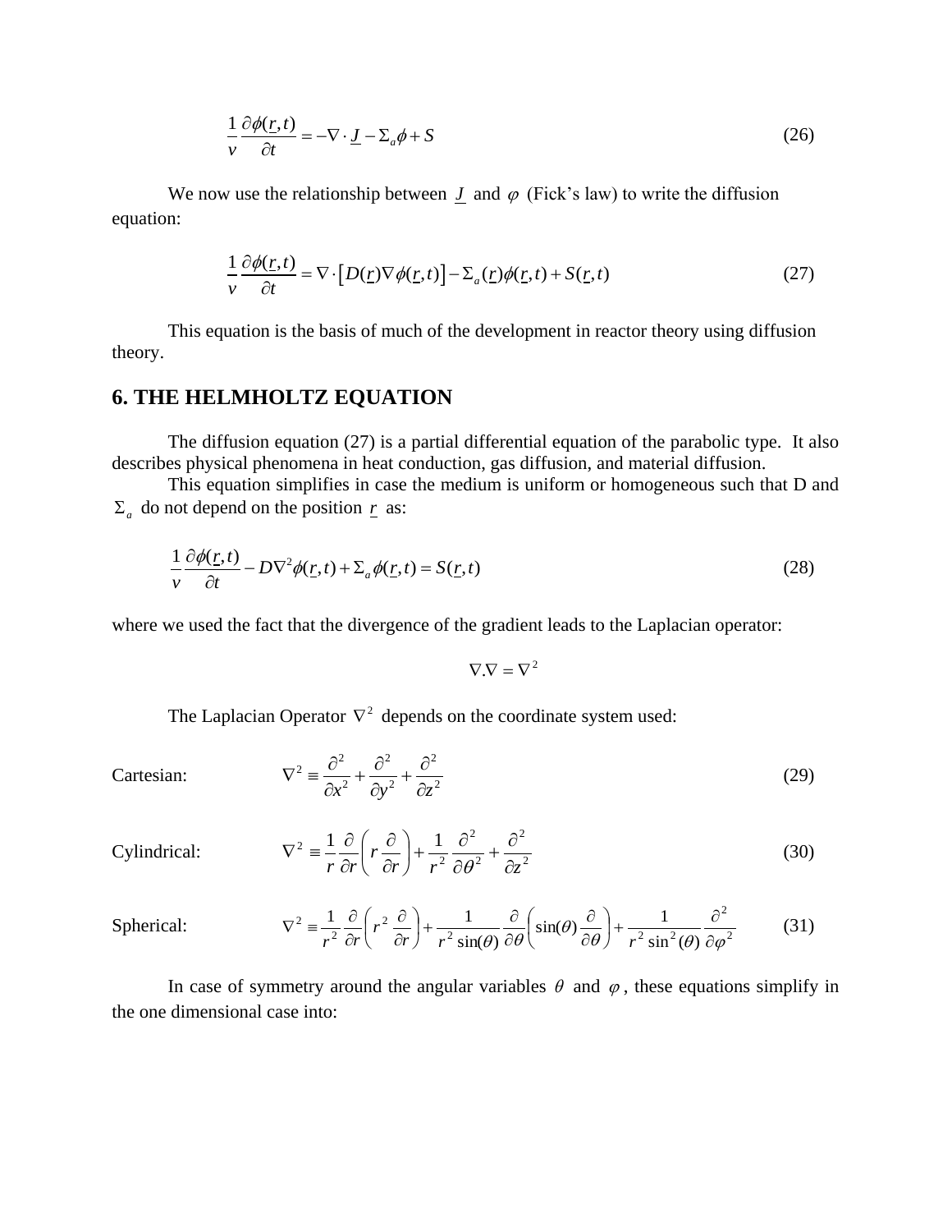$$\frac{1}{v}\frac{\partial \phi(\underline{r},t)}{\partial t} = -\nabla \cdot \underline{J} - \Sigma_a \phi + S \tag{26}$$

We now use the relationship between $\underline{J}$ and $\varphi$ (Fick's law) to write the diffusion equation:

$$\frac{1}{v}\frac{\partial \phi(\underline{r},t)}{\partial t} = \nabla \cdot \left[ D(\underline{r}) \nabla \phi(\underline{r},t) \right] - \Sigma_a(\underline{r}) \phi(\underline{r},t) + S(\underline{r},t) \tag{27}$$

This equation is the basis of much of the development in reactor theory using diffusion theory.

## 6. THE HELMHOLTZ EQUATION

The diffusion equation (27) is a partial differential equation of the parabolic type. It also describes physical phenomena in heat conduction, gas diffusion, and material diffusion.

This equation simplifies in case the medium is uniform or homogeneous such that D and $\Sigma_a$ do not depend on the position $\underline{r}$ as:

$$\frac{1}{v}\frac{\partial \phi(\underline{r},t)}{\partial t} - D\nabla^2 \phi(\underline{r},t) + \Sigma_a \phi(\underline{r},t) = S(\underline{r},t) \tag{28}$$

where we used the fact that the divergence of the gradient leads to the Laplacian operator:

$$\nabla . \nabla = \nabla^2$$

The Laplacian Operator $\nabla^2$ depends on the coordinate system used:

Cartesian:
$$\nabla^2 \equiv \frac{\partial^2}{\partial x^2} + \frac{\partial^2}{\partial y^2} + \frac{\partial^2}{\partial z^2} \tag{29}$$

Cylindrical:
$$\nabla^2 \equiv \frac{1}{r}\frac{\partial}{\partial r}\left( r \frac{\partial}{\partial r} \right) + \frac{1}{r^2}\frac{\partial^2}{\partial \theta^2} + \frac{\partial^2}{\partial z^2} \tag{30}$$

Spherical:
$$\nabla^2 \equiv \frac{1}{r^2}\frac{\partial}{\partial r}\left( r^2 \frac{\partial}{\partial r} \right) + \frac{1}{r^2 \sin(\theta)}\frac{\partial}{\partial \theta}\left( \sin(\theta) \frac{\partial}{\partial \theta} \right) + \frac{1}{r^2 \sin^2(\theta)}\frac{\partial^2}{\partial \varphi^2} \tag{31}$$

In case of symmetry around the angular variables $\theta$ and $\varphi$, these equations simplify in the one dimensional case into: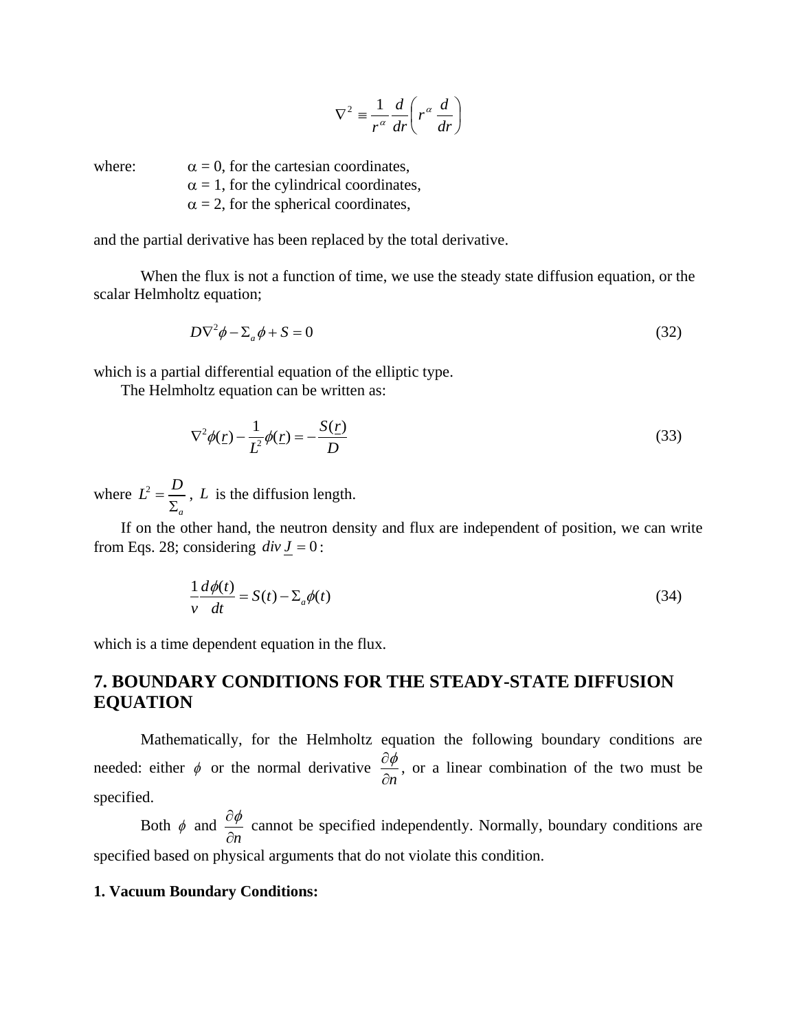$$\nabla^2 \equiv \frac{1}{r^\alpha}\frac{d}{dr}\left( r^\alpha \frac{d}{dr}\right)$$

where: $\alpha$ = 0, for the cartesian coordinates,
$\alpha$ = 1, for the cylindrical coordinates,
$\alpha$ = 2, for the spherical coordinates,

and the partial derivative has been replaced by the total derivative.

When the flux is not a function of time, we use the steady state diffusion equation, or the scalar Helmholtz equation;

$$D\nabla^2\phi - \Sigma_a \phi + S = 0 \tag{32}$$

which is a partial differential equation of the elliptic type.

The Helmholtz equation can be written as:

$$\nabla^2\phi(\underline{r}) - \frac{1}{L^2}\phi(\underline{r}) = -\frac{S(\underline{r})}{D} \tag{33}$$

where $L^2 = \dfrac{D}{\Sigma_a}$, $L$ is the diffusion length.

If on the other hand, the neutron density and flux are independent of position, we can write from Eqs. 28; considering $div\, \underline{J} = 0$:

$$\frac{1}{v}\frac{d\phi(t)}{dt} = S(t) - \Sigma_a \phi(t) \tag{34}$$

which is a time dependent equation in the flux.

## 7. BOUNDARY CONDITIONS FOR THE STEADY-STATE DIFFUSION EQUATION

Mathematically, for the Helmholtz equation the following boundary conditions are needed: either $\phi$ or the normal derivative $\dfrac{\partial \phi}{\partial n}$, or a linear combination of the two must be specified.

Both $\phi$ and $\dfrac{\partial \phi}{\partial n}$ cannot be specified independently. Normally, boundary conditions are specified based on physical arguments that do not violate this condition.

**1. Vacuum Boundary Conditions:**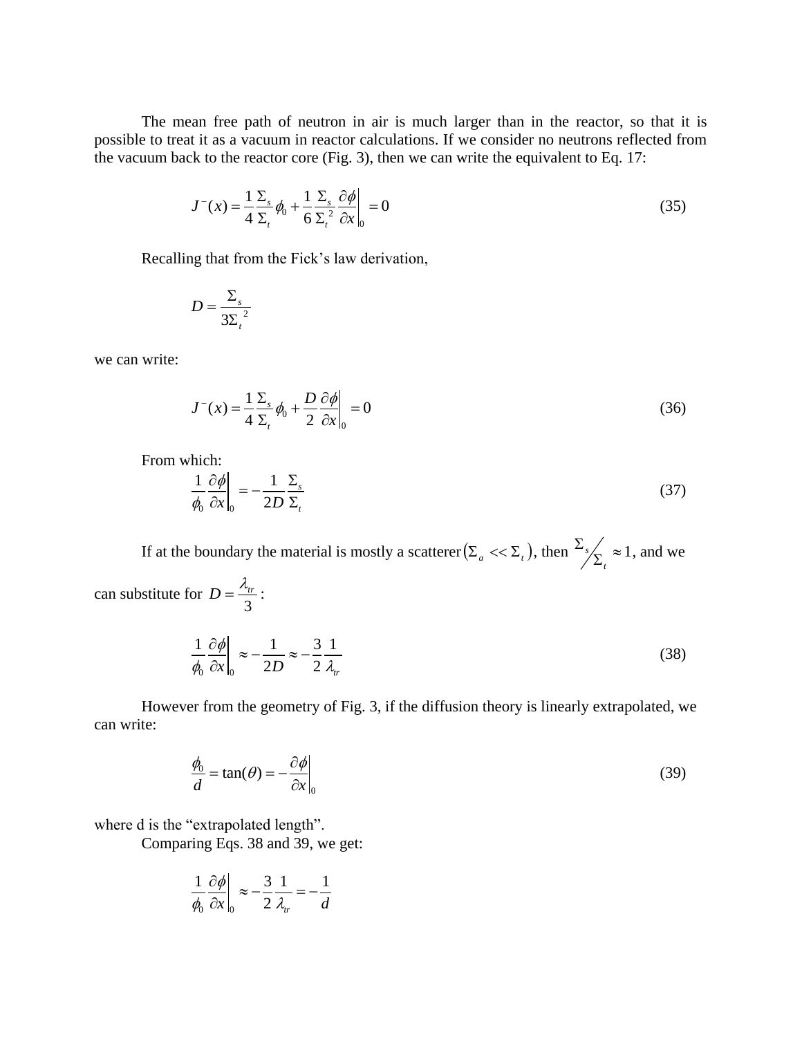The mean free path of neutron in air is much larger than in the reactor, so that it is possible to treat it as a vacuum in reactor calculations. If we consider no neutrons reflected from the vacuum back to the reactor core (Fig. 3), then we can write the equivalent to Eq. 17:

$$J^-(x) = \frac{1}{4}\frac{\Sigma_s}{\Sigma_t}\phi_0 + \frac{1}{6}\frac{\Sigma_s}{\Sigma_t^{\,2}}\left.\frac{\partial \phi}{\partial x}\right|_0 = 0 \tag{35}$$

Recalling that from the Fick's law derivation,

$$D = \frac{\Sigma_s}{3\Sigma_t^{\,2}}$$

we can write:

$$J^-(x) = \frac{1}{4}\frac{\Sigma_s}{\Sigma_t}\phi_0 + \frac{D}{2}\left.\frac{\partial \phi}{\partial x}\right|_0 = 0 \tag{36}$$

From which:

$$\frac{1}{\phi_0}\left.\frac{\partial \phi}{\partial x}\right|_0 = -\frac{1}{2D}\frac{\Sigma_s}{\Sigma_t} \tag{37}$$

If at the boundary the material is mostly a scatterer $(\Sigma_a << \Sigma_t)$, then $\Sigma_s / \Sigma_t \approx 1$, and we can substitute for $D = \frac{\lambda_{tr}}{3}$:

$$\frac{1}{\phi_0}\left.\frac{\partial \phi}{\partial x}\right|_0 \approx -\frac{1}{2D} \approx -\frac{3}{2}\frac{1}{\lambda_{tr}} \tag{38}$$

However from the geometry of Fig. 3, if the diffusion theory is linearly extrapolated, we can write:

$$\frac{\phi_0}{d} = \tan(\theta) = -\left.\frac{\partial \phi}{\partial x}\right|_0 \tag{39}$$

where d is the "extrapolated length".

Comparing Eqs. 38 and 39, we get:

$$\frac{1}{\phi_0}\left.\frac{\partial \phi}{\partial x}\right|_0 \approx -\frac{3}{2}\frac{1}{\lambda_{tr}} = -\frac{1}{d}$$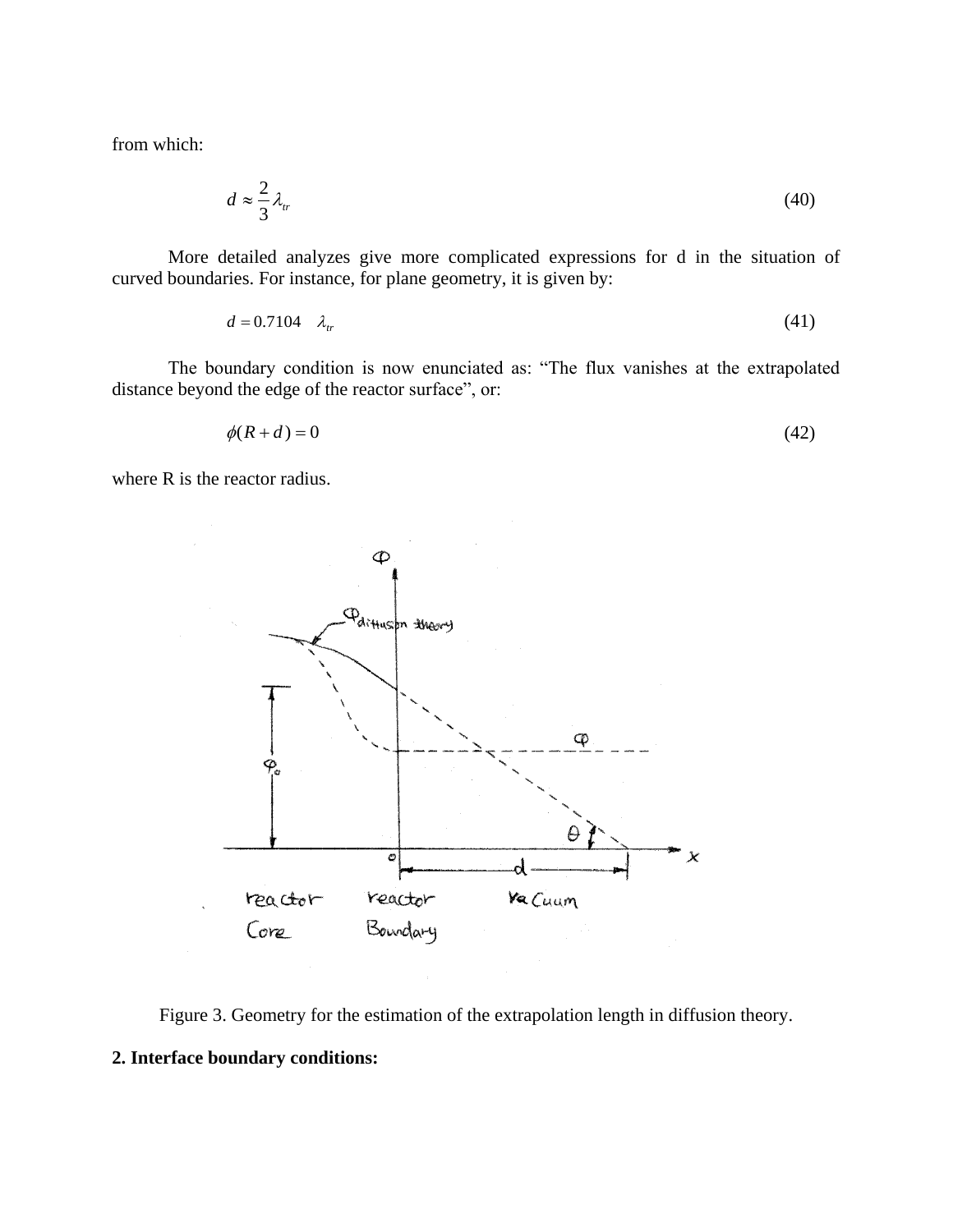from which:

$$d \approx \frac{2}{3}\lambda_{tr} \tag{40}$$

More detailed analyzes give more complicated expressions for d in the situation of curved boundaries. For instance, for plane geometry, it is given by:

$$d = 0.7104 \quad \lambda_{tr} \tag{41}$$

The boundary condition is now enunciated as: "The flux vanishes at the extrapolated distance beyond the edge of the reactor surface", or:

$$\phi(R + d) = 0 \tag{42}$$

where R is the reactor radius.

Figure 3. Geometry for the estimation of the extrapolation length in diffusion theory.

**2. Interface boundary conditions:**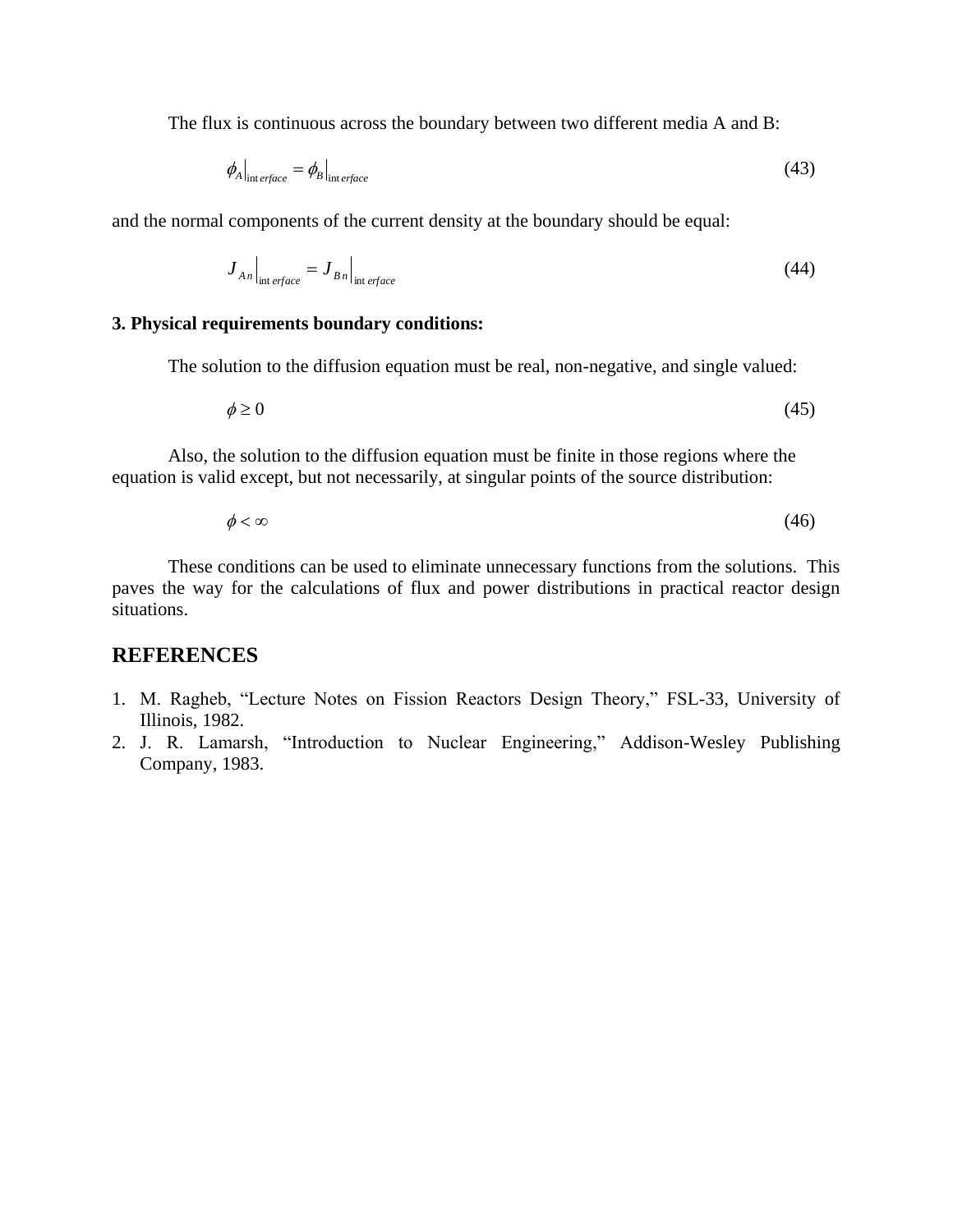The flux is continuous across the boundary between two different media A and B:

$$\phi_A\big|_{interface} = \phi_B\big|_{interface} \tag{43}$$

and the normal components of the current density at the boundary should be equal:

$$J_{An}\Big|_{interface} = J_{Bn}\Big|_{interface} \tag{44}$$

**3. Physical requirements boundary conditions:**

The solution to the diffusion equation must be real, non-negative, and single valued:

$$\phi \geq 0 \tag{45}$$

Also, the solution to the diffusion equation must be finite in those regions where the equation is valid except, but not necessarily, at singular points of the source distribution:

$$\phi < \infty \tag{46}$$

These conditions can be used to eliminate unnecessary functions from the solutions. This paves the way for the calculations of flux and power distributions in practical reactor design situations.

## REFERENCES

1. M. Ragheb, "Lecture Notes on Fission Reactors Design Theory," FSL-33, University of Illinois, 1982.
2. J. R. Lamarsh, "Introduction to Nuclear Engineering," Addison-Wesley Publishing Company, 1983.